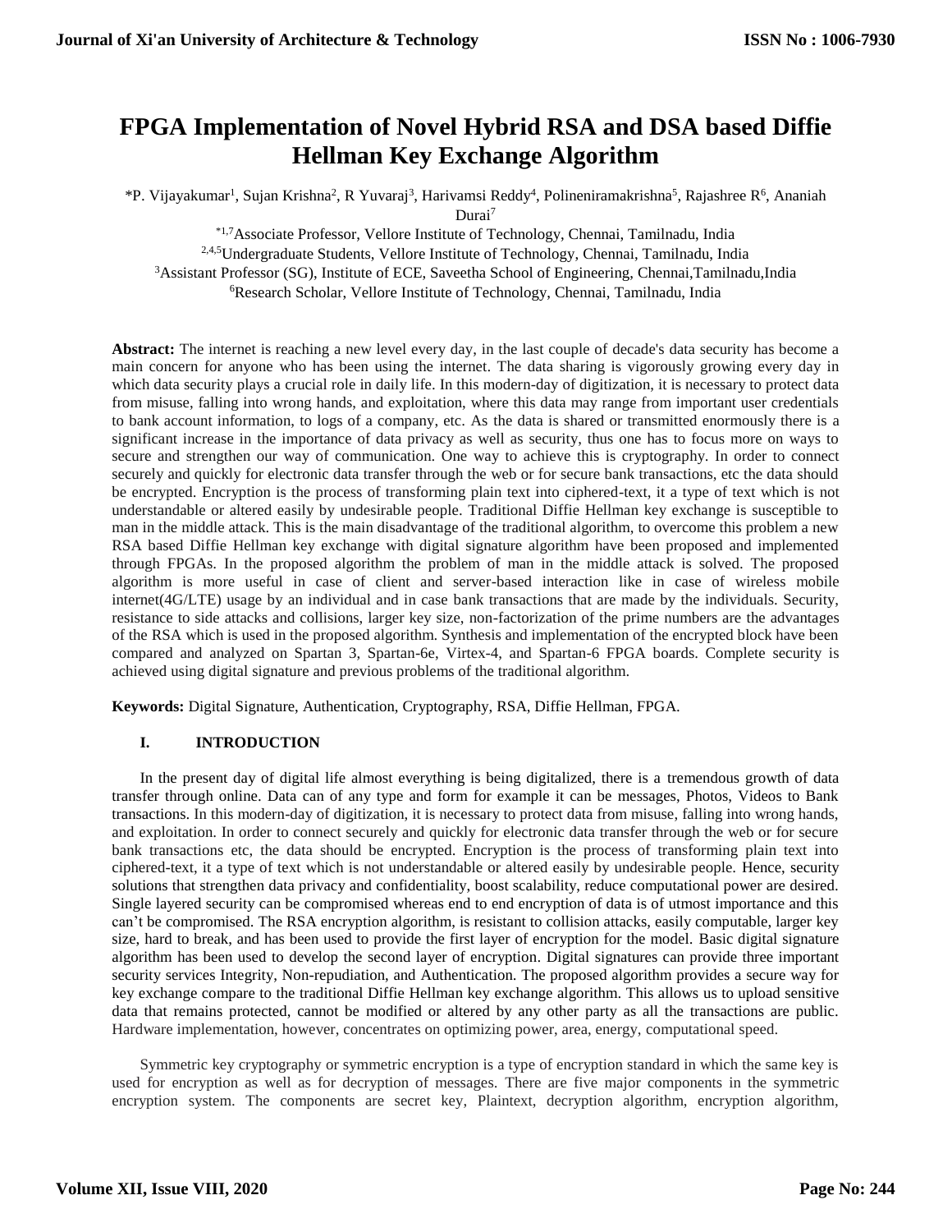# FPGA Implementation of Novel Hybrid RSA and DSA based Diffie Hellman Key Exchange Algorithm

*P. Vijayakumar[1], Sujan Krishna[2], R Yuvaraj[3], Harivamsi Reddy[4], Polineniramakrishna[5], Rajashree R[6], Ananiah Durai[7]

[*1,7]Associate Professor, Vellore Institute of Technology, Chennai, Tamilnadu, India
[2,4,5]Undergraduate Students, Vellore Institute of Technology, Chennai, Tamilnadu, India
[3]Assistant Professor (SG), Institute of ECE, Saveetha School of Engineering, Chennai,Tamilnadu,India
[6]Research Scholar, Vellore Institute of Technology, Chennai, Tamilnadu, India

**Abstract:** The internet is reaching a new level every day, in the last couple of decade's data security has become a main concern for anyone who has been using the internet. The data sharing is vigorously growing every day in which data security plays a crucial role in daily life. In this modern-day of digitization, it is necessary to protect data from misuse, falling into wrong hands, and exploitation, where this data may range from important user credentials to bank account information, to logs of a company, etc. As the data is shared or transmitted enormously there is a significant increase in the importance of data privacy as well as security, thus one has to focus more on ways to secure and strengthen our way of communication. One way to achieve this is cryptography. In order to connect securely and quickly for electronic data transfer through the web or for secure bank transactions, etc the data should be encrypted. Encryption is the process of transforming plain text into ciphered-text, it a type of text which is not understandable or altered easily by undesirable people. Traditional Diffie Hellman key exchange is susceptible to man in the middle attack. This is the main disadvantage of the traditional algorithm, to overcome this problem a new RSA based Diffie Hellman key exchange with digital signature algorithm have been proposed and implemented through FPGAs. In the proposed algorithm the problem of man in the middle attack is solved. The proposed algorithm is more useful in case of client and server-based interaction like in case of wireless mobile internet(4G/LTE) usage by an individual and in case bank transactions that are made by the individuals. Security, resistance to side attacks and collisions, larger key size, non-factorization of the prime numbers are the advantages of the RSA which is used in the proposed algorithm. Synthesis and implementation of the encrypted block have been compared and analyzed on Spartan 3, Spartan-6e, Virtex-4, and Spartan-6 FPGA boards. Complete security is achieved using digital signature and previous problems of the traditional algorithm.

**Keywords:** Digital Signature, Authentication, Cryptography, RSA, Diffie Hellman, FPGA.

## I. INTRODUCTION

In the present day of digital life almost everything is being digitalized, there is a tremendous growth of data transfer through online. Data can of any type and form for example it can be messages, Photos, Videos to Bank transactions. In this modern-day of digitization, it is necessary to protect data from misuse, falling into wrong hands, and exploitation. In order to connect securely and quickly for electronic data transfer through the web or for secure bank transactions etc, the data should be encrypted. Encryption is the process of transforming plain text into ciphered-text, it a type of text which is not understandable or altered easily by undesirable people. Hence, security solutions that strengthen data privacy and confidentiality, boost scalability, reduce computational power are desired. Single layered security can be compromised whereas end to end encryption of data is of utmost importance and this can't be compromised. The RSA encryption algorithm, is resistant to collision attacks, easily computable, larger key size, hard to break, and has been used to provide the first layer of encryption for the model. Basic digital signature algorithm has been used to develop the second layer of encryption. Digital signatures can provide three important security services Integrity, Non-repudiation, and Authentication. The proposed algorithm provides a secure way for key exchange compare to the traditional Diffie Hellman key exchange algorithm. This allows us to upload sensitive data that remains protected, cannot be modified or altered by any other party as all the transactions are public. Hardware implementation, however, concentrates on optimizing power, area, energy, computational speed.

Symmetric key cryptography or symmetric encryption is a type of encryption standard in which the same key is used for encryption as well as for decryption of messages. There are five major components in the symmetric encryption system. The components are secret key, Plaintext, decryption algorithm, encryption algorithm,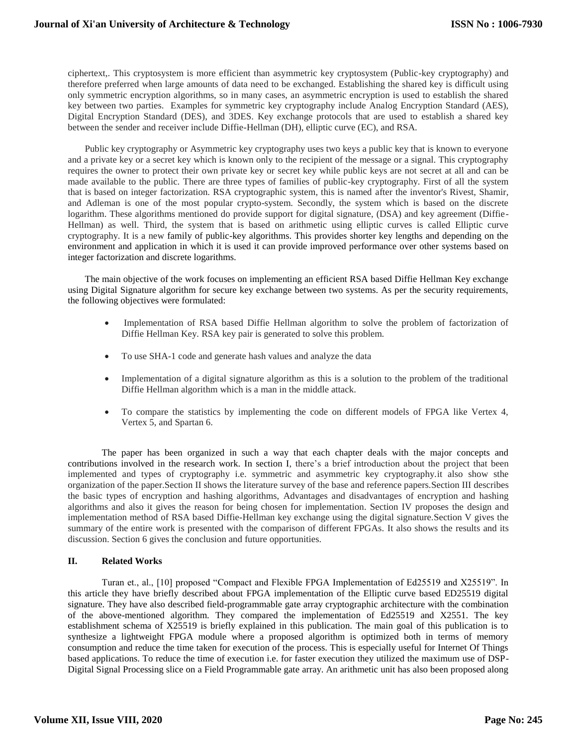ciphertext,. This cryptosystem is more efficient than asymmetric key cryptosystem (Public-key cryptography) and therefore preferred when large amounts of data need to be exchanged. Establishing the shared key is difficult using only symmetric encryption algorithms, so in many cases, an asymmetric encryption is used to establish the shared key between two parties. Examples for symmetric key cryptography include Analog Encryption Standard (AES), Digital Encryption Standard (DES), and 3DES. Key exchange protocols that are used to establish a shared key between the sender and receiver include Diffie-Hellman (DH), elliptic curve (EC), and RSA.

Public key cryptography or Asymmetric key cryptography uses two keys a public key that is known to everyone and a private key or a secret key which is known only to the recipient of the message or a signal. This cryptography requires the owner to protect their own private key or secret key while public keys are not secret at all and can be made available to the public. There are three types of families of public-key cryptography. First of all the system that is based on integer factorization. RSA cryptographic system, this is named after the inventor's Rivest, Shamir, and Adleman is one of the most popular crypto-system. Secondly, the system which is based on the discrete logarithm. These algorithms mentioned do provide support for digital signature, (DSA) and key agreement (Diffie-Hellman) as well. Third, the system that is based on arithmetic using elliptic curves is called Elliptic curve cryptography. It is a new family of public-key algorithms. This provides shorter key lengths and depending on the environment and application in which it is used it can provide improved performance over other systems based on integer factorization and discrete logarithms.

The main objective of the work focuses on implementing an efficient RSA based Diffie Hellman Key exchange using Digital Signature algorithm for secure key exchange between two systems. As per the security requirements, the following objectives were formulated:

- Implementation of RSA based Diffie Hellman algorithm to solve the problem of factorization of Diffie Hellman Key. RSA key pair is generated to solve this problem.
- To use SHA-1 code and generate hash values and analyze the data
- Implementation of a digital signature algorithm as this is a solution to the problem of the traditional Diffie Hellman algorithm which is a man in the middle attack.
- To compare the statistics by implementing the code on different models of FPGA like Vertex 4, Vertex 5, and Spartan 6.

The paper has been organized in such a way that each chapter deals with the major concepts and contributions involved in the research work. In section I, there's a brief introduction about the project that been implemented and types of cryptography i.e. symmetric and asymmetric key cryptography.it also show sthe organization of the paper.Section II shows the literature survey of the base and reference papers.Section III describes the basic types of encryption and hashing algorithms, Advantages and disadvantages of encryption and hashing algorithms and also it gives the reason for being chosen for implementation. Section IV proposes the design and implementation method of RSA based Diffie-Hellman key exchange using the digital signature.Section V gives the summary of the entire work is presented with the comparison of different FPGAs. It also shows the results and its discussion. Section 6 gives the conclusion and future opportunities.

## II. Related Works

Turan et., al., [10] proposed "Compact and Flexible FPGA Implementation of Ed25519 and X25519". In this article they have briefly described about FPGA implementation of the Elliptic curve based ED25519 digital signature. They have also described field-programmable gate array cryptographic architecture with the combination of the above-mentioned algorithm. They compared the implementation of Ed25519 and X2551. The key establishment schema of X25519 is briefly explained in this publication. The main goal of this publication is to synthesize a lightweight FPGA module where a proposed algorithm is optimized both in terms of memory consumption and reduce the time taken for execution of the process. This is especially useful for Internet Of Things based applications. To reduce the time of execution i.e. for faster execution they utilized the maximum use of DSP-Digital Signal Processing slice on a Field Programmable gate array. An arithmetic unit has also been proposed along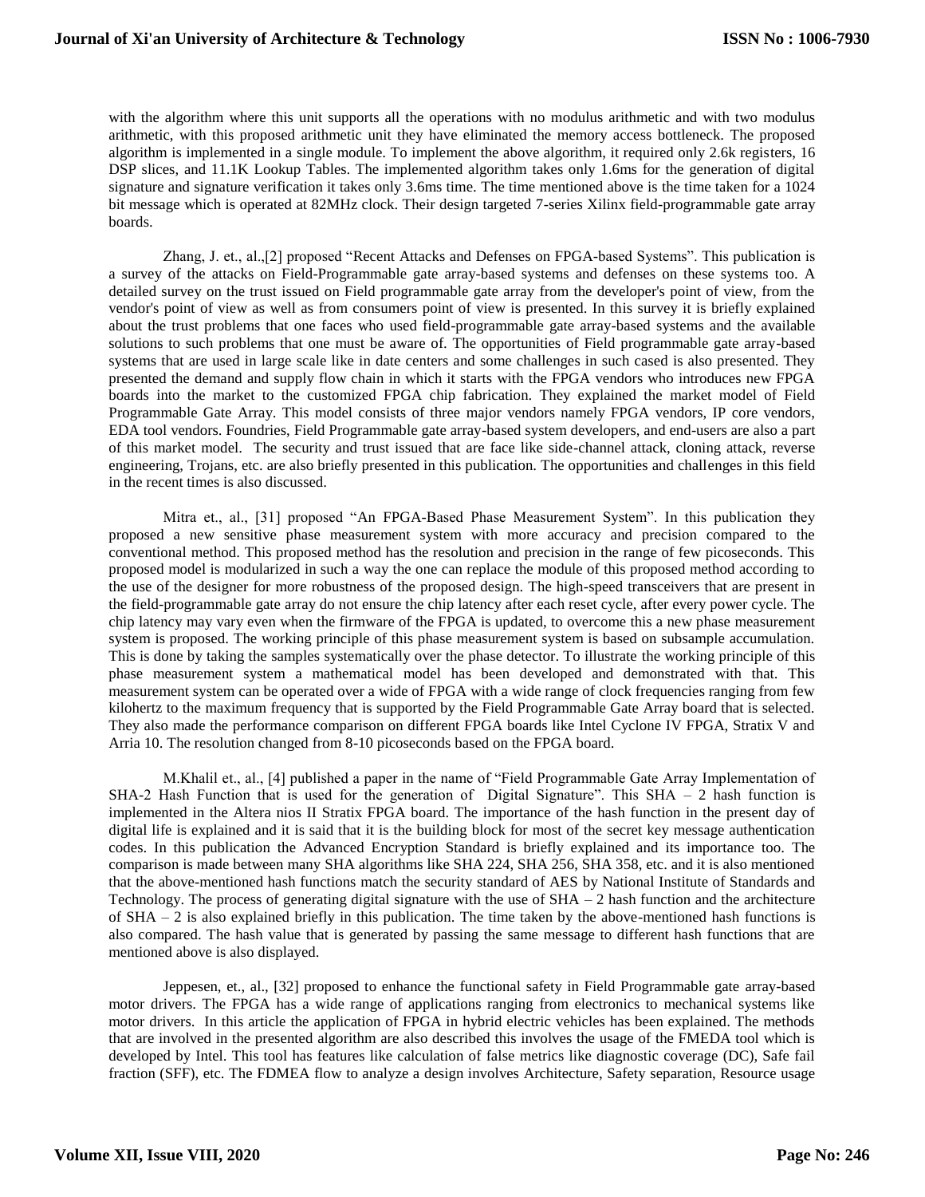with the algorithm where this unit supports all the operations with no modulus arithmetic and with two modulus arithmetic, with this proposed arithmetic unit they have eliminated the memory access bottleneck. The proposed algorithm is implemented in a single module. To implement the above algorithm, it required only 2.6k registers, 16 DSP slices, and 11.1K Lookup Tables. The implemented algorithm takes only 1.6ms for the generation of digital signature and signature verification it takes only 3.6ms time. The time mentioned above is the time taken for a 1024 bit message which is operated at 82MHz clock. Their design targeted 7-series Xilinx field-programmable gate array boards.

Zhang, J. et., al.,[2] proposed "Recent Attacks and Defenses on FPGA-based Systems". This publication is a survey of the attacks on Field-Programmable gate array-based systems and defenses on these systems too. A detailed survey on the trust issued on Field programmable gate array from the developer's point of view, from the vendor's point of view as well as from consumers point of view is presented. In this survey it is briefly explained about the trust problems that one faces who used field-programmable gate array-based systems and the available solutions to such problems that one must be aware of. The opportunities of Field programmable gate array-based systems that are used in large scale like in date centers and some challenges in such cased is also presented. They presented the demand and supply flow chain in which it starts with the FPGA vendors who introduces new FPGA boards into the market to the customized FPGA chip fabrication. They explained the market model of Field Programmable Gate Array. This model consists of three major vendors namely FPGA vendors, IP core vendors, EDA tool vendors. Foundries, Field Programmable gate array-based system developers, and end-users are also a part of this market model. The security and trust issued that are face like side-channel attack, cloning attack, reverse engineering, Trojans, etc. are also briefly presented in this publication. The opportunities and challenges in this field in the recent times is also discussed.

Mitra et., al., [31] proposed "An FPGA-Based Phase Measurement System". In this publication they proposed a new sensitive phase measurement system with more accuracy and precision compared to the conventional method. This proposed method has the resolution and precision in the range of few picoseconds. This proposed model is modularized in such a way the one can replace the module of this proposed method according to the use of the designer for more robustness of the proposed design. The high-speed transceivers that are present in the field-programmable gate array do not ensure the chip latency after each reset cycle, after every power cycle. The chip latency may vary even when the firmware of the FPGA is updated, to overcome this a new phase measurement system is proposed. The working principle of this phase measurement system is based on subsample accumulation. This is done by taking the samples systematically over the phase detector. To illustrate the working principle of this phase measurement system a mathematical model has been developed and demonstrated with that. This measurement system can be operated over a wide of FPGA with a wide range of clock frequencies ranging from few kilohertz to the maximum frequency that is supported by the Field Programmable Gate Array board that is selected. They also made the performance comparison on different FPGA boards like Intel Cyclone IV FPGA, Stratix V and Arria 10. The resolution changed from 8-10 picoseconds based on the FPGA board.

M.Khalil et., al., [4] published a paper in the name of "Field Programmable Gate Array Implementation of SHA-2 Hash Function that is used for the generation of Digital Signature". This SHA – 2 hash function is implemented in the Altera nios II Stratix FPGA board. The importance of the hash function in the present day of digital life is explained and it is said that it is the building block for most of the secret key message authentication codes. In this publication the Advanced Encryption Standard is briefly explained and its importance too. The comparison is made between many SHA algorithms like SHA 224, SHA 256, SHA 358, etc. and it is also mentioned that the above-mentioned hash functions match the security standard of AES by National Institute of Standards and Technology. The process of generating digital signature with the use of SHA – 2 hash function and the architecture of SHA – 2 is also explained briefly in this publication. The time taken by the above-mentioned hash functions is also compared. The hash value that is generated by passing the same message to different hash functions that are mentioned above is also displayed.

Jeppesen, et., al., [32] proposed to enhance the functional safety in Field Programmable gate array-based motor drivers. The FPGA has a wide range of applications ranging from electronics to mechanical systems like motor drivers. In this article the application of FPGA in hybrid electric vehicles has been explained. The methods that are involved in the presented algorithm are also described this involves the usage of the FMEDA tool which is developed by Intel. This tool has features like calculation of false metrics like diagnostic coverage (DC), Safe fail fraction (SFF), etc. The FDMEA flow to analyze a design involves Architecture, Safety separation, Resource usage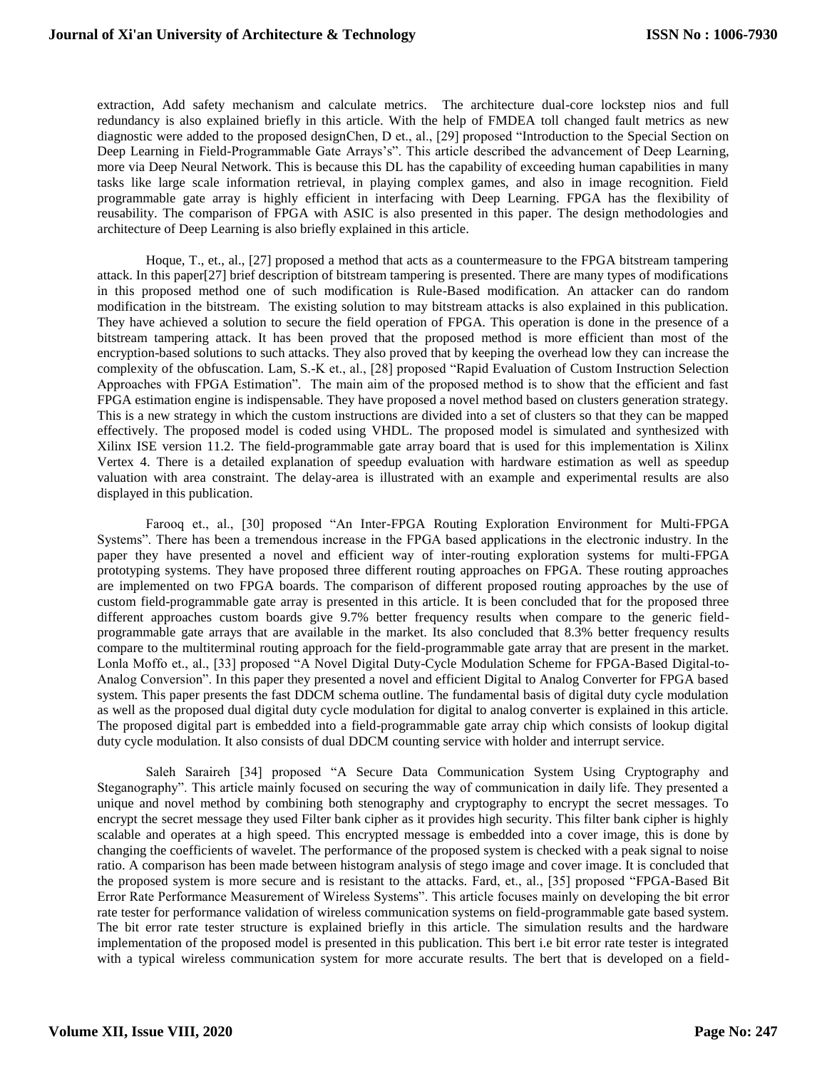extraction, Add safety mechanism and calculate metrics. The architecture dual-core lockstep nios and full redundancy is also explained briefly in this article. With the help of FMDEA toll changed fault metrics as new diagnostic were added to the proposed designChen, D et., al., [29] proposed "Introduction to the Special Section on Deep Learning in Field-Programmable Gate Arrays's". This article described the advancement of Deep Learning, more via Deep Neural Network. This is because this DL has the capability of exceeding human capabilities in many tasks like large scale information retrieval, in playing complex games, and also in image recognition. Field programmable gate array is highly efficient in interfacing with Deep Learning. FPGA has the flexibility of reusability. The comparison of FPGA with ASIC is also presented in this paper. The design methodologies and architecture of Deep Learning is also briefly explained in this article.

Hoque, T., et., al., [27] proposed a method that acts as a countermeasure to the FPGA bitstream tampering attack. In this paper[27] brief description of bitstream tampering is presented. There are many types of modifications in this proposed method one of such modification is Rule-Based modification. An attacker can do random modification in the bitstream. The existing solution to may bitstream attacks is also explained in this publication. They have achieved a solution to secure the field operation of FPGA. This operation is done in the presence of a bitstream tampering attack. It has been proved that the proposed method is more efficient than most of the encryption-based solutions to such attacks. They also proved that by keeping the overhead low they can increase the complexity of the obfuscation. Lam, S.-K et., al., [28] proposed "Rapid Evaluation of Custom Instruction Selection Approaches with FPGA Estimation". The main aim of the proposed method is to show that the efficient and fast FPGA estimation engine is indispensable. They have proposed a novel method based on clusters generation strategy. This is a new strategy in which the custom instructions are divided into a set of clusters so that they can be mapped effectively. The proposed model is coded using VHDL. The proposed model is simulated and synthesized with Xilinx ISE version 11.2. The field-programmable gate array board that is used for this implementation is Xilinx Vertex 4. There is a detailed explanation of speedup evaluation with hardware estimation as well as speedup valuation with area constraint. The delay-area is illustrated with an example and experimental results are also displayed in this publication.

Farooq et., al., [30] proposed "An Inter-FPGA Routing Exploration Environment for Multi-FPGA Systems". There has been a tremendous increase in the FPGA based applications in the electronic industry. In the paper they have presented a novel and efficient way of inter-routing exploration systems for multi-FPGA prototyping systems. They have proposed three different routing approaches on FPGA. These routing approaches are implemented on two FPGA boards. The comparison of different proposed routing approaches by the use of custom field-programmable gate array is presented in this article. It is been concluded that for the proposed three different approaches custom boards give 9.7% better frequency results when compare to the generic field-programmable gate arrays that are available in the market. Its also concluded that 8.3% better frequency results compare to the multiterminal routing approach for the field-programmable gate array that are present in the market. Lonla Moffo et., al., [33] proposed "A Novel Digital Duty-Cycle Modulation Scheme for FPGA-Based Digital-to-Analog Conversion". In this paper they presented a novel and efficient Digital to Analog Converter for FPGA based system. This paper presents the fast DDCM schema outline. The fundamental basis of digital duty cycle modulation as well as the proposed dual digital duty cycle modulation for digital to analog converter is explained in this article. The proposed digital part is embedded into a field-programmable gate array chip which consists of lookup digital duty cycle modulation. It also consists of dual DDCM counting service with holder and interrupt service.

Saleh Saraireh [34] proposed "A Secure Data Communication System Using Cryptography and Steganography". This article mainly focused on securing the way of communication in daily life. They presented a unique and novel method by combining both stenography and cryptography to encrypt the secret messages. To encrypt the secret message they used Filter bank cipher as it provides high security. This filter bank cipher is highly scalable and operates at a high speed. This encrypted message is embedded into a cover image, this is done by changing the coefficients of wavelet. The performance of the proposed system is checked with a peak signal to noise ratio. A comparison has been made between histogram analysis of stego image and cover image. It is concluded that the proposed system is more secure and is resistant to the attacks. Fard, et., al., [35] proposed "FPGA-Based Bit Error Rate Performance Measurement of Wireless Systems". This article focuses mainly on developing the bit error rate tester for performance validation of wireless communication systems on field-programmable gate based system. The bit error rate tester structure is explained briefly in this article. The simulation results and the hardware implementation of the proposed model is presented in this publication. This bert i.e bit error rate tester is integrated with a typical wireless communication system for more accurate results. The bert that is developed on a field-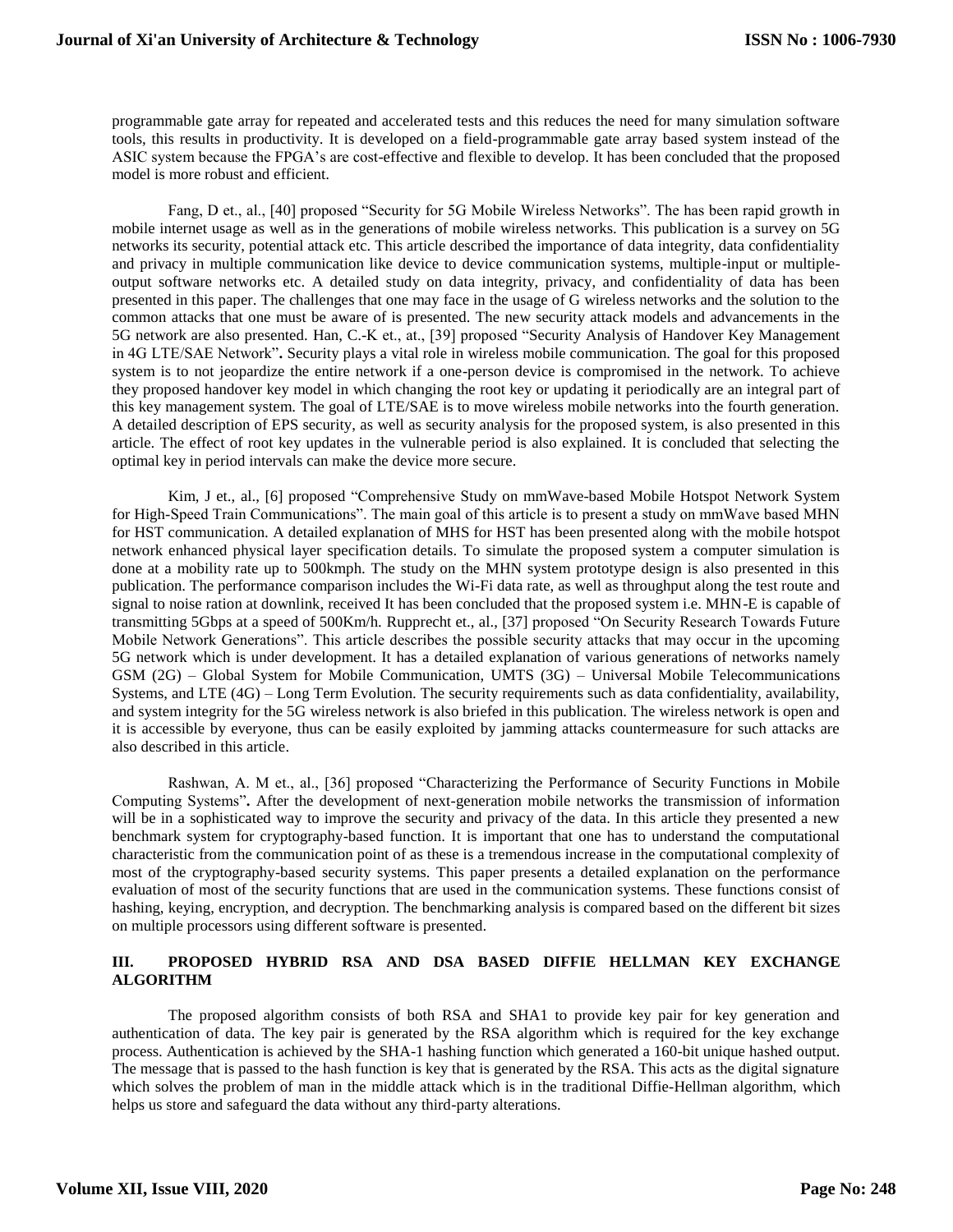programmable gate array for repeated and accelerated tests and this reduces the need for many simulation software tools, this results in productivity. It is developed on a field-programmable gate array based system instead of the ASIC system because the FPGA's are cost-effective and flexible to develop. It has been concluded that the proposed model is more robust and efficient.

Fang, D et., al., [40] proposed "Security for 5G Mobile Wireless Networks". The has been rapid growth in mobile internet usage as well as in the generations of mobile wireless networks. This publication is a survey on 5G networks its security, potential attack etc. This article described the importance of data integrity, data confidentiality and privacy in multiple communication like device to device communication systems, multiple-input or multiple-output software networks etc. A detailed study on data integrity, privacy, and confidentiality of data has been presented in this paper. The challenges that one may face in the usage of G wireless networks and the solution to the common attacks that one must be aware of is presented. The new security attack models and advancements in the 5G network are also presented. Han, C.-K et., at., [39] proposed "Security Analysis of Handover Key Management in 4G LTE/SAE Network"**.** Security plays a vital role in wireless mobile communication. The goal for this proposed system is to not jeopardize the entire network if a one-person device is compromised in the network. To achieve they proposed handover key model in which changing the root key or updating it periodically are an integral part of this key management system. The goal of LTE/SAE is to move wireless mobile networks into the fourth generation. A detailed description of EPS security, as well as security analysis for the proposed system, is also presented in this article. The effect of root key updates in the vulnerable period is also explained. It is concluded that selecting the optimal key in period intervals can make the device more secure.

Kim, J et., al., [6] proposed "Comprehensive Study on mmWave-based Mobile Hotspot Network System for High-Speed Train Communications". The main goal of this article is to present a study on mmWave based MHN for HST communication. A detailed explanation of MHS for HST has been presented along with the mobile hotspot network enhanced physical layer specification details. To simulate the proposed system a computer simulation is done at a mobility rate up to 500kmph. The study on the MHN system prototype design is also presented in this publication. The performance comparison includes the Wi-Fi data rate, as well as throughput along the test route and signal to noise ration at downlink, received It has been concluded that the proposed system i.e. MHN-E is capable of transmitting 5Gbps at a speed of 500Km/h. Rupprecht et., al., [37] proposed "On Security Research Towards Future Mobile Network Generations". This article describes the possible security attacks that may occur in the upcoming 5G network which is under development. It has a detailed explanation of various generations of networks namely GSM (2G) – Global System for Mobile Communication, UMTS (3G) – Universal Mobile Telecommunications Systems, and LTE (4G) – Long Term Evolution. The security requirements such as data confidentiality, availability, and system integrity for the 5G wireless network is also briefed in this publication. The wireless network is open and it is accessible by everyone, thus can be easily exploited by jamming attacks countermeasure for such attacks are also described in this article.

Rashwan, A. M et., al., [36] proposed "Characterizing the Performance of Security Functions in Mobile Computing Systems"**.** After the development of next-generation mobile networks the transmission of information will be in a sophisticated way to improve the security and privacy of the data. In this article they presented a new benchmark system for cryptography-based function. It is important that one has to understand the computational characteristic from the communication point of as these is a tremendous increase in the computational complexity of most of the cryptography-based security systems. This paper presents a detailed explanation on the performance evaluation of most of the security functions that are used in the communication systems. These functions consist of hashing, keying, encryption, and decryption. The benchmarking analysis is compared based on the different bit sizes on multiple processors using different software is presented.

## III. PROPOSED HYBRID RSA AND DSA BASED DIFFIE HELLMAN KEY EXCHANGE ALGORITHM

The proposed algorithm consists of both RSA and SHA1 to provide key pair for key generation and authentication of data. The key pair is generated by the RSA algorithm which is required for the key exchange process. Authentication is achieved by the SHA-1 hashing function which generated a 160-bit unique hashed output. The message that is passed to the hash function is key that is generated by the RSA. This acts as the digital signature which solves the problem of man in the middle attack which is in the traditional Diffie-Hellman algorithm, which helps us store and safeguard the data without any third-party alterations.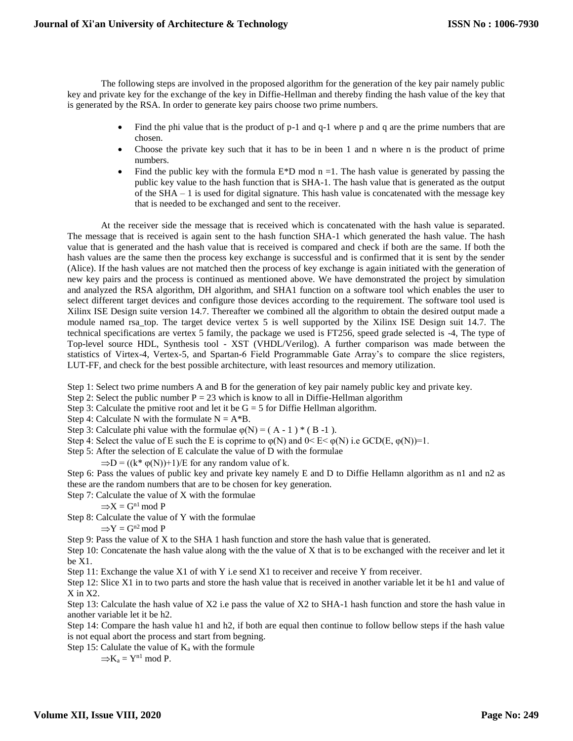The following steps are involved in the proposed algorithm for the generation of the key pair namely public key and private key for the exchange of the key in Diffie-Hellman and thereby finding the hash value of the key that is generated by the RSA. In order to generate key pairs choose two prime numbers.

- Find the phi value that is the product of p-1 and q-1 where p and q are the prime numbers that are chosen.
- Choose the private key such that it has to be in been 1 and n where n is the product of prime numbers.
- Find the public key with the formula E*D mod n =1. The hash value is generated by passing the public key value to the hash function that is SHA-1. The hash value that is generated as the output of the SHA – 1 is used for digital signature. This hash value is concatenated with the message key that is needed to be exchanged and sent to the receiver.

At the receiver side the message that is received which is concatenated with the hash value is separated. The message that is received is again sent to the hash function SHA-1 which generated the hash value. The hash value that is generated and the hash value that is received is compared and check if both are the same. If both the hash values are the same then the process key exchange is successful and is confirmed that it is sent by the sender (Alice). If the hash values are not matched then the process of key exchange is again initiated with the generation of new key pairs and the process is continued as mentioned above. We have demonstrated the project by simulation and analyzed the RSA algorithm, DH algorithm, and SHA1 function on a software tool which enables the user to select different target devices and configure those devices according to the requirement. The software tool used is Xilinx ISE Design suite version 14.7. Thereafter we combined all the algorithm to obtain the desired output made a module named rsa_top. The target device vertex 5 is well supported by the Xilinx ISE Design suit 14.7. The technical specifications are vertex 5 family, the package we used is FT256, speed grade selected is -4, The type of Top-level source HDL, Synthesis tool - XST (VHDL/Verilog). A further comparison was made between the statistics of Virtex-4, Vertex-5, and Spartan-6 Field Programmable Gate Array's to compare the slice registers, LUT-FF, and check for the best possible architecture, with least resources and memory utilization.

Step 1: Select two prime numbers A and B for the generation of key pair namely public key and private key.

Step 2: Select the public number P = 23 which is know to all in Diffie-Hellman algorithm

Step 3: Calculate the pmitive root and let it be G = 5 for Diffie Hellman algorithm.

Step 4: Calculate N with the formulate N = A*B.

Step 3: Calculate phi value with the formulae $\varphi(N) = (A - 1) * (B - 1)$.

Step 4: Select the value of E such the E is coprime to $\varphi(N)$ and $0< E< \varphi(N)$ i.e $GCD(E, \varphi(N))=1$.

Step 5: After the selection of E calculate the value of D with the formulae

$\Rightarrow D = ((k* \varphi(N))+1)/E$ for any random value of k.

Step 6: Pass the values of public key and private key namely E and D to Diffie Hellamn algorithm as n1 and n2 as these are the random numbers that are to be chosen for key generation.

Step 7: Calculate the value of X with the formulae

$\Rightarrow X = G^{n1} \bmod P$

Step 8: Calculate the value of Y with the formulae

$\Rightarrow Y = G^{n2} \bmod P$

Step 9: Pass the value of X to the SHA 1 hash function and store the hash value that is generated.

Step 10: Concatenate the hash value along with the the value of X that is to be exchanged with the receiver and let it be X1.

Step 11: Exchange the value X1 of with Y i.e send X1 to receiver and receive Y from receiver.

Step 12: Slice X1 in to two parts and store the hash value that is received in another variable let it be h1 and value of X in X2.

Step 13: Calculate the hash value of X2 i.e pass the value of X2 to SHA-1 hash function and store the hash value in another variable let it be h2.

Step 14: Compare the hash value h1 and h2, if both are equal then continue to follow bellow steps if the hash value is not equal abort the process and start from begning.

Step 15: Calulate the value of $K_a$ with the formule

$\Rightarrow K_a = Y^{n1} \bmod P$.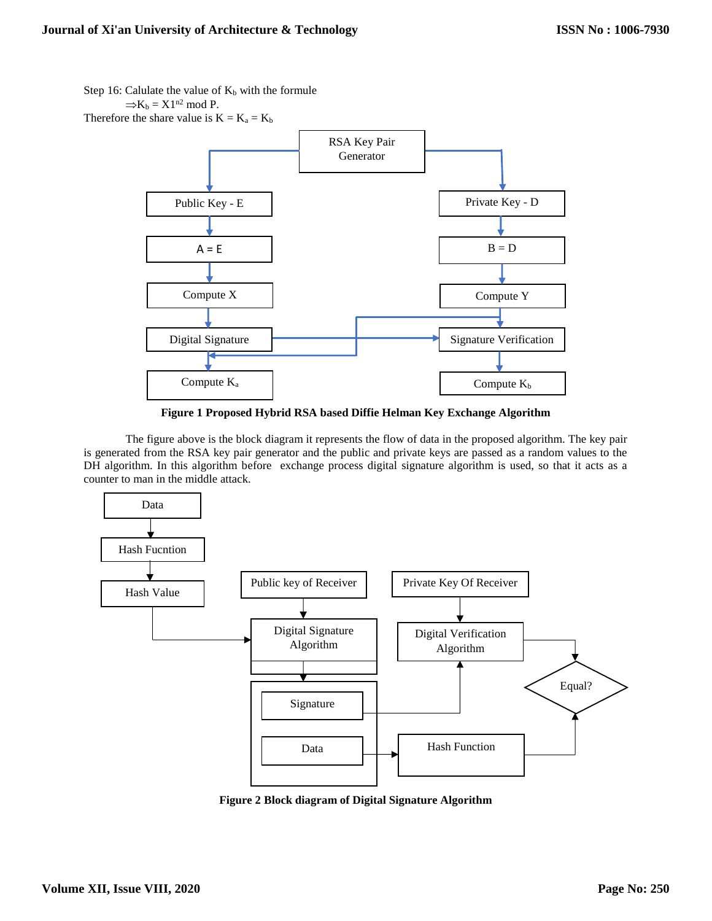Step 16: Calulate the value of $K_b$ with the formule

$\Rightarrow K_b = X1^{n2} \bmod P$.

Therefore the share value is $K = K_a = K_b$

**Figure 1 Proposed Hybrid RSA based Diffie Helman Key Exchange Algorithm**

The figure above is the block diagram it represents the flow of data in the proposed algorithm. The key pair is generated from the RSA key pair generator and the public and private keys are passed as a random values to the DH algorithm. In this algorithm before exchange process digital signature algorithm is used, so that it acts as a counter to man in the middle attack.

**Figure 2 Block diagram of Digital Signature Algorithm**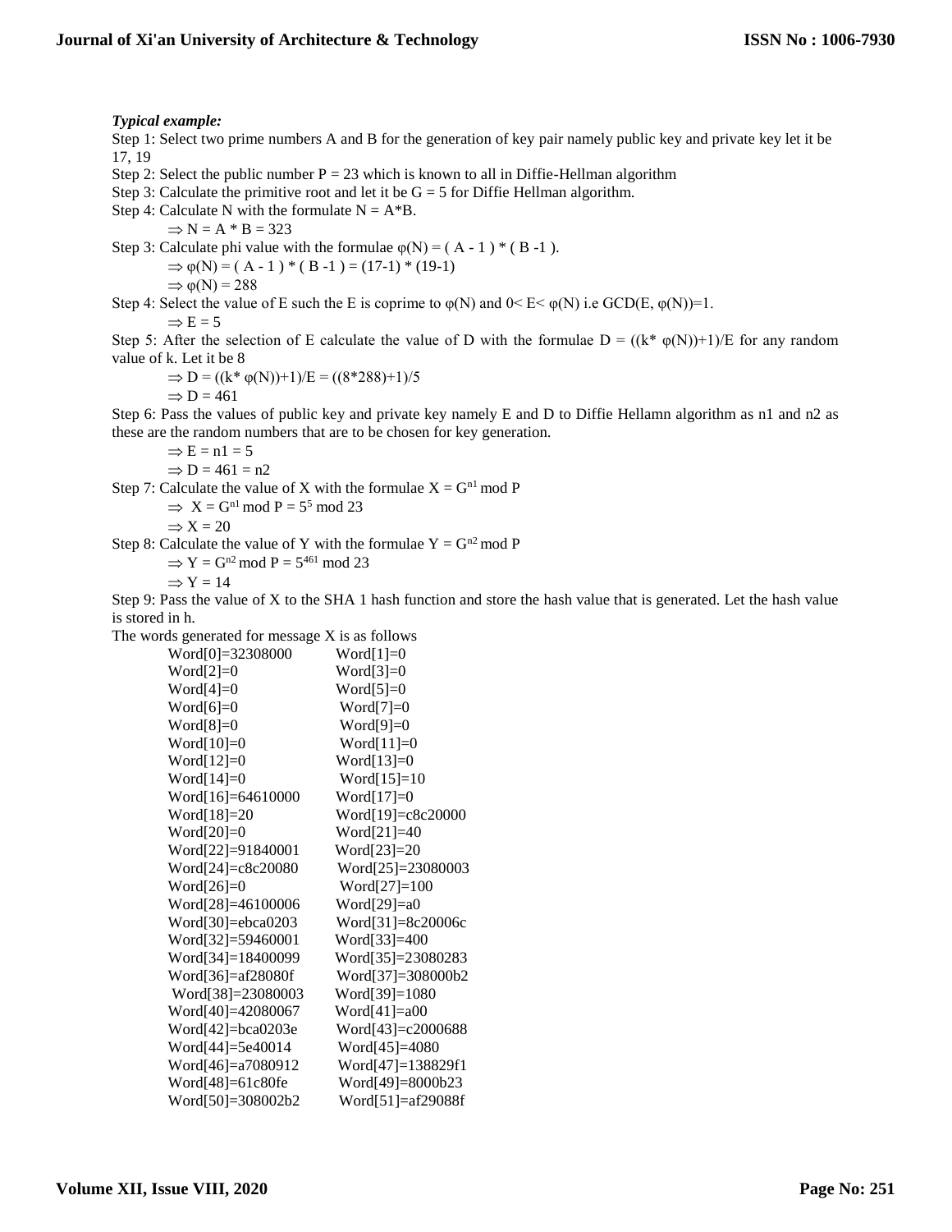***Typical example:***

Step 1: Select two prime numbers A and B for the generation of key pair namely public key and private key let it be 17, 19

Step 2: Select the public number P = 23 which is known to all in Diffie-Hellman algorithm

Step 3: Calculate the primitive root and let it be G = 5 for Diffie Hellman algorithm.

Step 4: Calculate N with the formulate N = A*B.

$\Rightarrow N = A * B = 323$

Step 3: Calculate phi value with the formulae $\varphi(N) = ( A - 1 ) * ( B -1 )$.

$\Rightarrow \varphi(N) = ( A - 1 ) * ( B -1 ) = (17-1) * (19-1)$

$\Rightarrow \varphi(N) = 288$

Step 4: Select the value of E such the E is coprime to $\varphi(N)$ and $0< E< \varphi(N)$ i.e GCD(E, $\varphi(N)$)=1.

$\Rightarrow E = 5$

Step 5: After the selection of E calculate the value of D with the formulae $D = ((k* \varphi(N))+1)/E$ for any random value of k. Let it be 8

$\Rightarrow D = ((k* \varphi(N))+1)/E = ((8*288)+1)/5$

$\Rightarrow D = 461$

Step 6: Pass the values of public key and private key namely E and D to Diffie Hellamn algorithm as n1 and n2 as these are the random numbers that are to be chosen for key generation.

$\Rightarrow E = n1 = 5$

$\Rightarrow D = 461 = n2$

Step 7: Calculate the value of X with the formulae $X = G^{n1} \bmod P$

$\Rightarrow X = G^{n1} \bmod P = 5^5 \bmod 23$

$\Rightarrow X = 20$

Step 8: Calculate the value of Y with the formulae $Y = G^{n2} \bmod P$

$\Rightarrow Y = G^{n2} \bmod P = 5^{461} \bmod 23$

$\Rightarrow Y = 14$

Step 9: Pass the value of X to the SHA 1 hash function and store the hash value that is generated. Let the hash value is stored in h.

The words generated for message X is as follows

Word[0]=32308000 Word[1]=0
Word[2]=0 Word[3]=0
Word[4]=0 Word[5]=0
Word[6]=0 Word[7]=0
Word[8]=0 Word[9]=0
Word[10]=0 Word[11]=0
Word[12]=0 Word[13]=0
Word[14]=0 Word[15]=10
Word[16]=64610000 Word[17]=0
Word[18]=20 Word[19]=c8c20000
Word[20]=0 Word[21]=40
Word[22]=91840001 Word[23]=20
Word[24]=c8c20080 Word[25]=23080003
Word[26]=0 Word[27]=100
Word[28]=46100006 Word[29]=a0
Word[30]=ebca0203 Word[31]=8c20006c
Word[32]=59460001 Word[33]=400
Word[34]=18400099 Word[35]=23080283
Word[36]=af28080f Word[37]=308000b2
Word[38]=23080003 Word[39]=1080
Word[40]=42080067 Word[41]=a00
Word[42]=bca0203e Word[43]=c2000688
Word[44]=5e40014 Word[45]=4080
Word[46]=a7080912 Word[47]=138829f1
Word[48]=61c80fe Word[49]=8000b23
Word[50]=308002b2 Word[51]=af29088f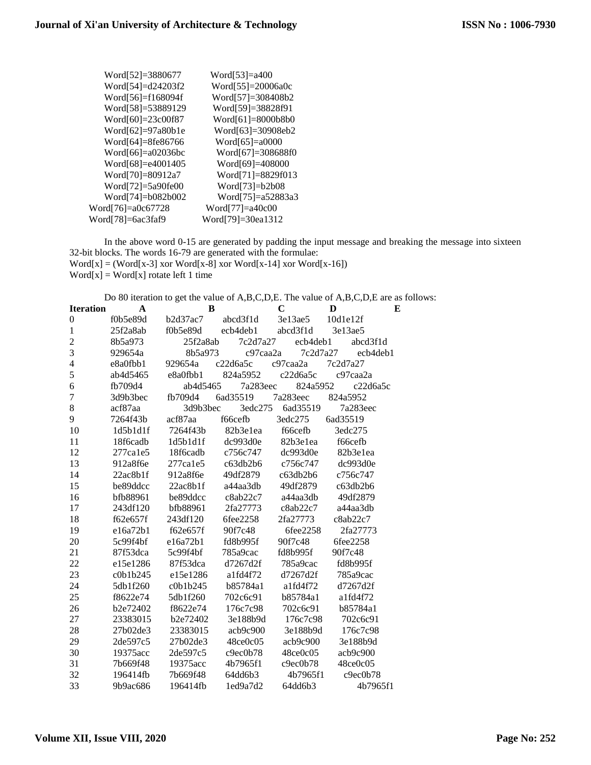| | |
|---|---|
| Word[52]=3880677 | Word[53]=a400 |
| Word[54]=d24203f2 | Word[55]=20006a0c |
| Word[56]=f168094f | Word[57]=308408b2 |
| Word[58]=53889129 | Word[59]=38828f91 |
| Word[60]=23c00f87 | Word[61]=8000b8b0 |
| Word[62]=97a80b1e | Word[63]=30908eb2 |
| Word[64]=8fe86766 | Word[65]=a0000 |
| Word[66]=a02036bc | Word[67]=308688f0 |
| Word[68]=e4001405 | Word[69]=408000 |
| Word[70]=80912a7 | Word[71]=8829f013 |
| Word[72]=5a90fe00 | Word[73]=b2b08 |
| Word[74]=b082b002 | Word[75]=a52883a3 |
| Word[76]=a0c67728 | Word[77]=a40c00 |
| Word[78]=6ac3faf9 | Word[79]=30ea1312 |

In the above word 0-15 are generated by padding the input message and breaking the message into sixteen 32-bit blocks. The words 16-79 are generated with the formulae:
Word[x] = (Word[x-3] xor Word[x-8] xor Word[x-14] xor Word[x-16])
Word[x] = Word[x] rotate left 1 time

Do 80 iteration to get the value of A,B,C,D,E. The value of A,B,C,D,E are as follows:

| Iteration | A | B | C | D | E |
|---|---|---|---|---|---|
| 0 | f0b5e89d | b2d37ac7 | abcd3f1d | 3e13ae5 | 10d1e12f |
| 1 | 25f2a8ab | f0b5e89d | ecb4deb1 | abcd3f1d | 3e13ae5 |
| 2 | 8b5a973 | 25f2a8ab | 7c2d7a27 | ecb4deb1 | abcd3f1d |
| 3 | 929654a | 8b5a973 | c97caa2a | 7c2d7a27 | ecb4deb1 |
| 4 | e8a0fbb1 | 929654a | c22d6a5c | c97caa2a | 7c2d7a27 |
| 5 | ab4d5465 | e8a0fbb1 | 824a5952 | c22d6a5c | c97caa2a |
| 6 | fb709d4 | ab4d5465 | 7a283eec | 824a5952 | c22d6a5c |
| 7 | 3d9b3bec | fb709d4 | 6ad35519 | 7a283eec | 824a5952 |
| 8 | acf87aa | 3d9b3bec | 3edc275 | 6ad35519 | 7a283eec |
| 9 | 7264f43b | acf87aa | f66cefb | 3edc275 | 6ad35519 |
| 10 | 1d5b1d1f | 7264f43b | 82b3e1ea | f66cefb | 3edc275 |
| 11 | 18f6cadb | 1d5b1d1f | dc993d0e | 82b3e1ea | f66cefb |
| 12 | 277ca1e5 | 18f6cadb | c756c747 | dc993d0e | 82b3e1ea |
| 13 | 912a8f6e | 277ca1e5 | c63db2b6 | c756c747 | dc993d0e |
| 14 | 22ac8b1f | 912a8f6e | 49df2879 | c63db2b6 | c756c747 |
| 15 | be89ddcc | 22ac8b1f | a44aa3db | 49df2879 | c63db2b6 |
| 16 | bfb88961 | be89ddcc | c8ab22c7 | a44aa3db | 49df2879 |
| 17 | 243df120 | bfb88961 | 2fa27773 | c8ab22c7 | a44aa3db |
| 18 | f62e657f | 243df120 | 6fee2258 | 2fa27773 | c8ab22c7 |
| 19 | e16a72b1 | f62e657f | 90f7c48 | 6fee2258 | 2fa27773 |
| 20 | 5c99f4bf | e16a72b1 | fd8b995f | 90f7c48 | 6fee2258 |
| 21 | 87f53dca | 5c99f4bf | 785a9cac | fd8b995f | 90f7c48 |
| 22 | e15e1286 | 87f53dca | d7267d2f | 785a9cac | fd8b995f |
| 23 | c0b1b245 | e15e1286 | a1fd4f72 | d7267d2f | 785a9cac |
| 24 | 5db1f260 | c0b1b245 | b85784a1 | a1fd4f72 | d7267d2f |
| 25 | f8622e74 | 5db1f260 | 702c6c91 | b85784a1 | a1fd4f72 |
| 26 | b2e72402 | f8622e74 | 176c7c98 | 702c6c91 | b85784a1 |
| 27 | 23383015 | b2e72402 | 3e188b9d | 176c7c98 | 702c6c91 |
| 28 | 27b02de3 | 23383015 | acb9c900 | 3e188b9d | 176c7c98 |
| 29 | 2de597c5 | 27b02de3 | 48ce0c05 | acb9c900 | 3e188b9d |
| 30 | 19375acc | 2de597c5 | c9ec0b78 | 48ce0c05 | acb9c900 |
| 31 | 7b669f48 | 19375acc | 4b7965f1 | c9ec0b78 | 48ce0c05 |
| 32 | 196414fb | 7b669f48 | 64dd6b3 | 4b7965f1 | c9ec0b78 |
| 33 | 9b9ac686 | 196414fb | 1ed9a7d2 | 64dd6b3 | 4b7965f1 |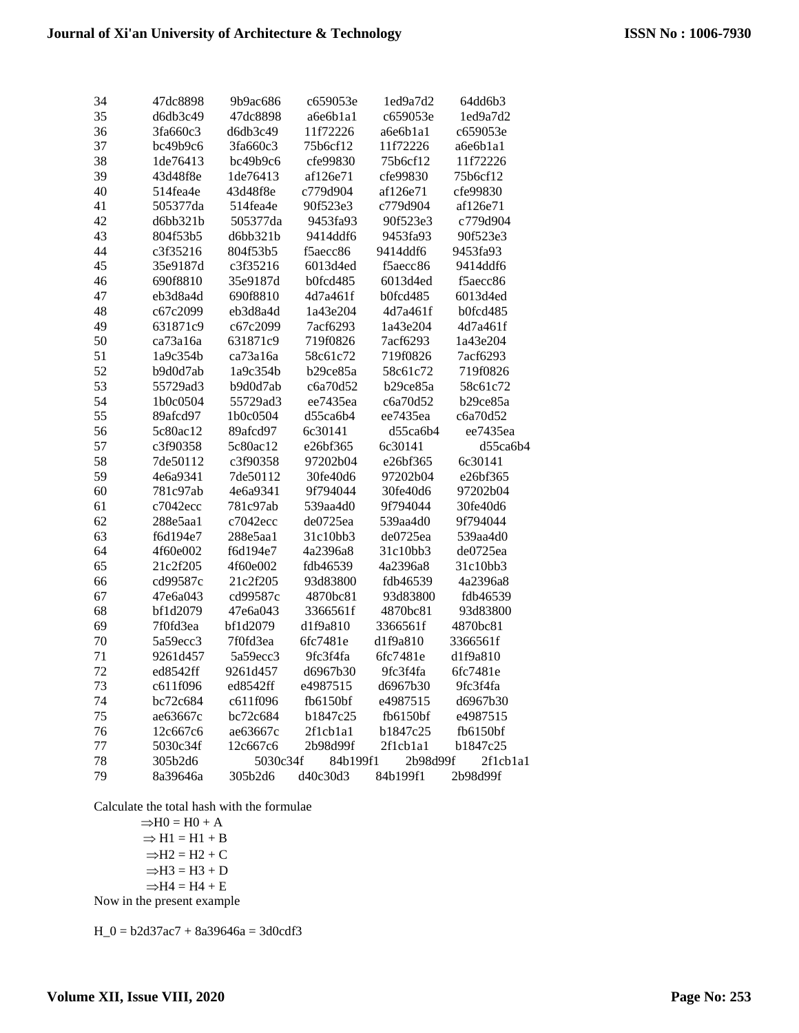| | | | | | |
|---|---|---|---|---|---|
| 34 | 47dc8898 | 9b9ac686 | c659053e | 1ed9a7d2 | 64dd6b3 |
| 35 | d6db3c49 | 47dc8898 | a6e6b1a1 | c659053e | 1ed9a7d2 |
| 36 | 3fa660c3 | d6db3c49 | 11f72226 | a6e6b1a1 | c659053e |
| 37 | bc49b9c6 | 3fa660c3 | 75b6cf12 | 11f72226 | a6e6b1a1 |
| 38 | 1de76413 | bc49b9c6 | cfe99830 | 75b6cf12 | 11f72226 |
| 39 | 43d48f8e | 1de76413 | af126e71 | cfe99830 | 75b6cf12 |
| 40 | 514fea4e | 43d48f8e | c779d904 | af126e71 | cfe99830 |
| 41 | 505377da | 514fea4e | 90f523e3 | c779d904 | af126e71 |
| 42 | d6bb321b | 505377da | 9453fa93 | 90f523e3 | c779d904 |
| 43 | 804f53b5 | d6bb321b | 9414ddf6 | 9453fa93 | 90f523e3 |
| 44 | c3f35216 | 804f53b5 | f5aecc86 | 9414ddf6 | 9453fa93 |
| 45 | 35e9187d | c3f35216 | 6013d4ed | f5aecc86 | 9414ddf6 |
| 46 | 690f8810 | 35e9187d | b0fcd485 | 6013d4ed | f5aecc86 |
| 47 | eb3d8a4d | 690f8810 | 4d7a461f | b0fcd485 | 6013d4ed |
| 48 | c67c2099 | eb3d8a4d | 1a43e204 | 4d7a461f | b0fcd485 |
| 49 | 631871c9 | c67c2099 | 7acf6293 | 1a43e204 | 4d7a461f |
| 50 | ca73a16a | 631871c9 | 719f0826 | 7acf6293 | 1a43e204 |
| 51 | 1a9c354b | ca73a16a | 58c61c72 | 719f0826 | 7acf6293 |
| 52 | b9d0d7ab | 1a9c354b | b29ce85a | 58c61c72 | 719f0826 |
| 53 | 55729ad3 | b9d0d7ab | c6a70d52 | b29ce85a | 58c61c72 |
| 54 | 1b0c0504 | 55729ad3 | ee7435ea | c6a70d52 | b29ce85a |
| 55 | 89afcd97 | 1b0c0504 | d55ca6b4 | ee7435ea | c6a70d52 |
| 56 | 5c80ac12 | 89afcd97 | 6c30141 | d55ca6b4 | ee7435ea |
| 57 | c3f90358 | 5c80ac12 | e26bf365 | 6c30141 | d55ca6b4 |
| 58 | 7de50112 | c3f90358 | 97202b04 | e26bf365 | 6c30141 |
| 59 | 4e6a9341 | 7de50112 | 30fe40d6 | 97202b04 | e26bf365 |
| 60 | 781c97ab | 4e6a9341 | 9f794044 | 30fe40d6 | 97202b04 |
| 61 | c7042ecc | 781c97ab | 539aa4d0 | 9f794044 | 30fe40d6 |
| 62 | 288e5aa1 | c7042ecc | de0725ea | 539aa4d0 | 9f794044 |
| 63 | f6d194e7 | 288e5aa1 | 31c10bb3 | de0725ea | 539aa4d0 |
| 64 | 4f60e002 | f6d194e7 | 4a2396a8 | 31c10bb3 | de0725ea |
| 65 | 21c2f205 | 4f60e002 | fdb46539 | 4a2396a8 | 31c10bb3 |
| 66 | cd99587c | 21c2f205 | 93d83800 | fdb46539 | 4a2396a8 |
| 67 | 47e6a043 | cd99587c | 4870bc81 | 93d83800 | fdb46539 |
| 68 | bf1d2079 | 47e6a043 | 3366561f | 4870bc81 | 93d83800 |
| 69 | 7f0fd3ea | bf1d2079 | d1f9a810 | 3366561f | 4870bc81 |
| 70 | 5a59ecc3 | 7f0fd3ea | 6fc7481e | d1f9a810 | 3366561f |
| 71 | 9261d457 | 5a59ecc3 | 9fc3f4fa | 6fc7481e | d1f9a810 |
| 72 | ed8542ff | 9261d457 | d6967b30 | 9fc3f4fa | 6fc7481e |
| 73 | c611f096 | ed8542ff | e4987515 | d6967b30 | 9fc3f4fa |
| 74 | bc72c684 | c611f096 | fb6150bf | e4987515 | d6967b30 |
| 75 | ae63667c | bc72c684 | b1847c25 | fb6150bf | e4987515 |
| 76 | 12c667c6 | ae63667c | 2f1cb1a1 | b1847c25 | fb6150bf |
| 77 | 5030c34f | 12c667c6 | 2b98d99f | 2f1cb1a1 | b1847c25 |
| 78 | 305b2d6 | 5030c34f | 84b199f1 | 2b98d99f | 2f1cb1a1 |
| 79 | 8a39646a | 305b2d6 | d40c30d3 | 84b199f1 | 2b98d99f |

Calculate the total hash with the formulae

$\Rightarrow$H0 = H0 + A

$\Rightarrow$ H1 = H1 + B

$\Rightarrow$H2 = H2 + C

$\Rightarrow$H3 = H3 + D

$\Rightarrow$H4 = H4 + E

Now in the present example

H_0 = b2d37ac7 + 8a39646a = 3d0cdf3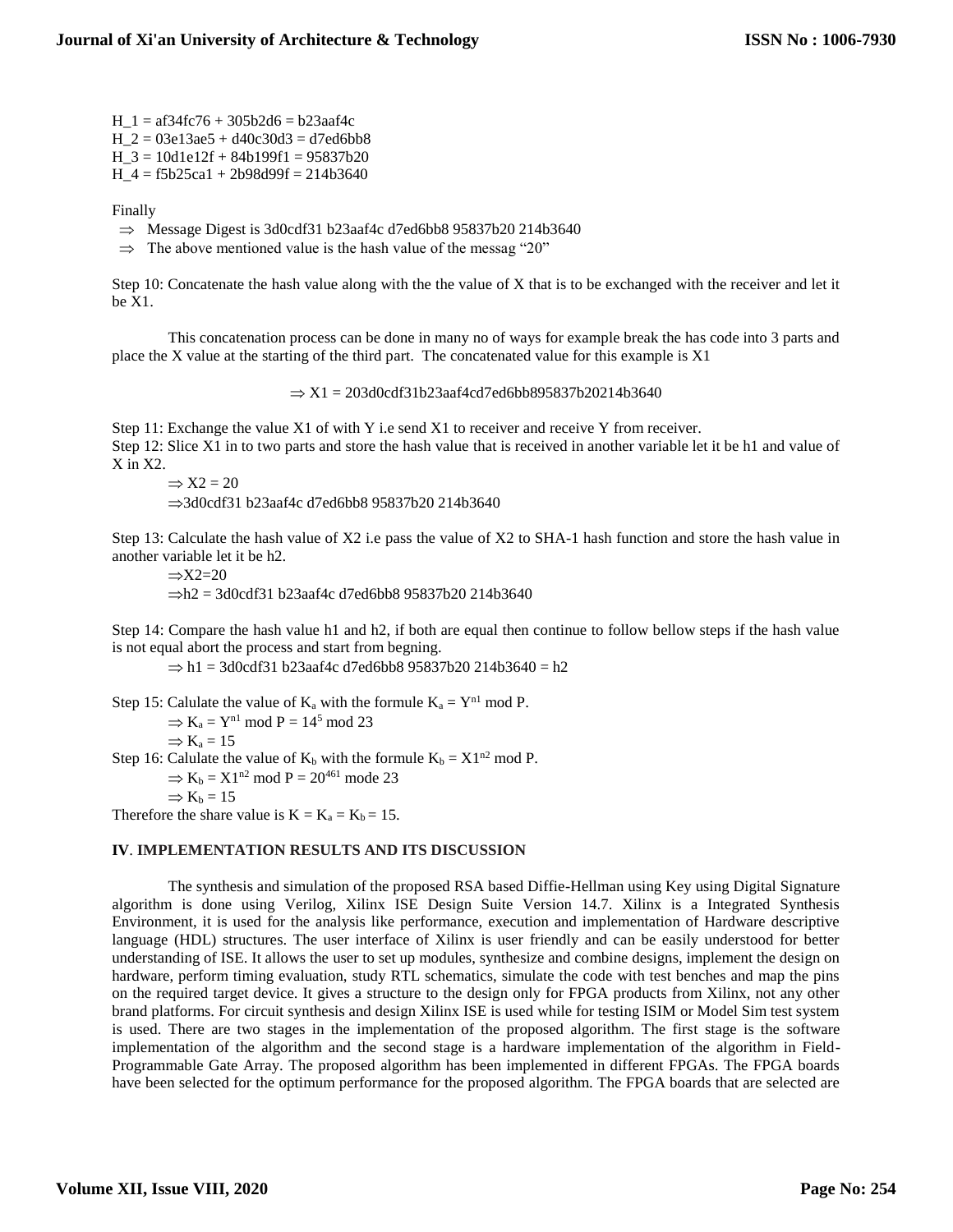$H\_1$ = af34fc76 + 305b2d6 = b23aaf4c
$H\_2$ = 03e13ae5 + d40c30d3 = d7ed6bb8
$H\_3$ = 10d1e12f + 84b199f1 = 95837b20
$H\_4$ = f5b25ca1 + 2b98d99f = 214b3640

Finally

- ⇒ Message Digest is 3d0cdf31 b23aaf4c d7ed6bb8 95837b20 214b3640
- ⇒ The above mentioned value is the hash value of the messag "20"

Step 10: Concatenate the hash value along with the the value of X that is to be exchanged with the receiver and let it be X1.

This concatenation process can be done in many no of ways for example break the has code into 3 parts and place the X value at the starting of the third part. The concatenated value for this example is X1

⇒ X1 = 203d0cdf31b23aaf4cd7ed6bb895837b20214b3640

Step 11: Exchange the value X1 of with Y i.e send X1 to receiver and receive Y from receiver.
Step 12: Slice X1 in to two parts and store the hash value that is received in another variable let it be h1 and value of X in X2.

⇒ X2 = 20
⇒3d0cdf31 b23aaf4c d7ed6bb8 95837b20 214b3640

Step 13: Calculate the hash value of X2 i.e pass the value of X2 to SHA-1 hash function and store the hash value in another variable let it be h2.

⇒X2=20
⇒h2 = 3d0cdf31 b23aaf4c d7ed6bb8 95837b20 214b3640

Step 14: Compare the hash value h1 and h2, if both are equal then continue to follow bellow steps if the hash value is not equal abort the process and start from begning.

⇒ h1 = 3d0cdf31 b23aaf4c d7ed6bb8 95837b20 214b3640 = h2

Step 15: Calulate the value of $K_a$ with the formule $K_a = Y^{n1}$ mod P.
⇒ $K_a = Y^{n1}$ mod P $= 14^5$ mod 23
⇒ $K_a = 15$
Step 16: Calulate the value of $K_b$ with the formule $K_b = X1^{n2}$ mod P.
⇒ $K_b = X1^{n2}$ mod P $= 20^{461}$ mode 23
⇒ $K_b = 15$
Therefore the share value is $K = K_a = K_b = 15$.

## IV. IMPLEMENTATION RESULTS AND ITS DISCUSSION

The synthesis and simulation of the proposed RSA based Diffie-Hellman using Key using Digital Signature algorithm is done using Verilog, Xilinx ISE Design Suite Version 14.7. Xilinx is a Integrated Synthesis Environment, it is used for the analysis like performance, execution and implementation of Hardware descriptive language (HDL) structures. The user interface of Xilinx is user friendly and can be easily understood for better understanding of ISE. It allows the user to set up modules, synthesize and combine designs, implement the design on hardware, perform timing evaluation, study RTL schematics, simulate the code with test benches and map the pins on the required target device. It gives a structure to the design only for FPGA products from Xilinx, not any other brand platforms. For circuit synthesis and design Xilinx ISE is used while for testing ISIM or Model Sim test system is used. There are two stages in the implementation of the proposed algorithm. The first stage is the software implementation of the algorithm and the second stage is a hardware implementation of the algorithm in Field-Programmable Gate Array. The proposed algorithm has been implemented in different FPGAs. The FPGA boards have been selected for the optimum performance for the proposed algorithm. The FPGA boards that are selected are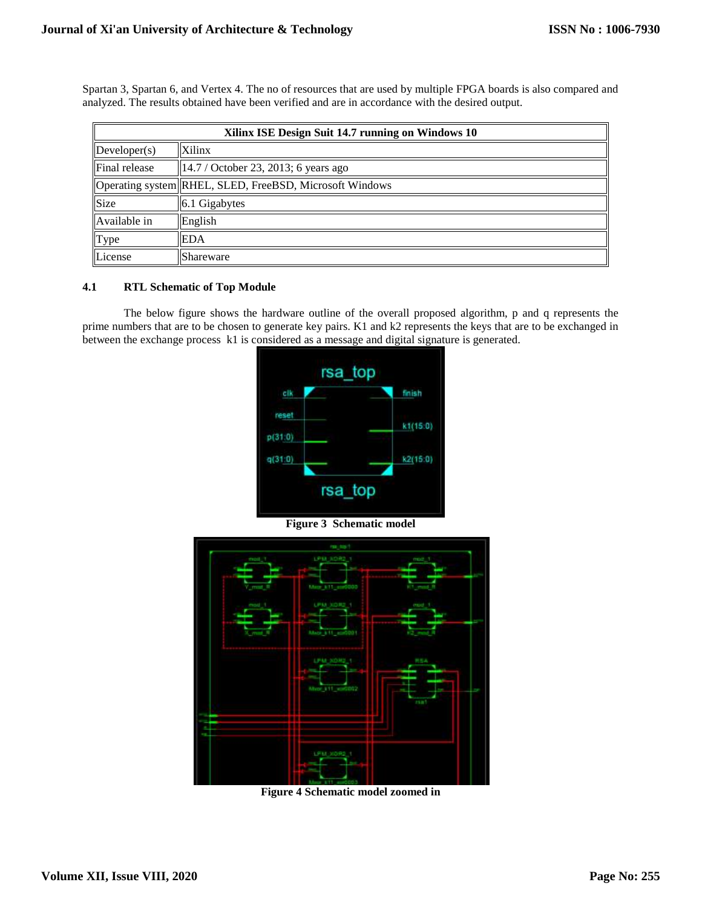Spartan 3, Spartan 6, and Vertex 4. The no of resources that are used by multiple FPGA boards is also compared and analyzed. The results obtained have been verified and are in accordance with the desired output.

| Xilinx ISE Design Suit 14.7 running on Windows 10 | |
|---|---|
| Developer(s) | Xilinx |
| Final release | 14.7 / October 23, 2013; 6 years ago |
| Operating system | RHEL, SLED, FreeBSD, Microsoft Windows |
| Size | 6.1 Gigabytes |
| Available in | English |
| Type | EDA |
| License | Shareware |

### 4.1 RTL Schematic of Top Module

The below figure shows the hardware outline of the overall proposed algorithm, p and q represents the prime numbers that are to be chosen to generate key pairs. K1 and k2 represents the keys that are to be exchanged in between the exchange process k1 is considered as a message and digital signature is generated.

**Figure 3 Schematic model**

**Figure 4 Schematic model zoomed in**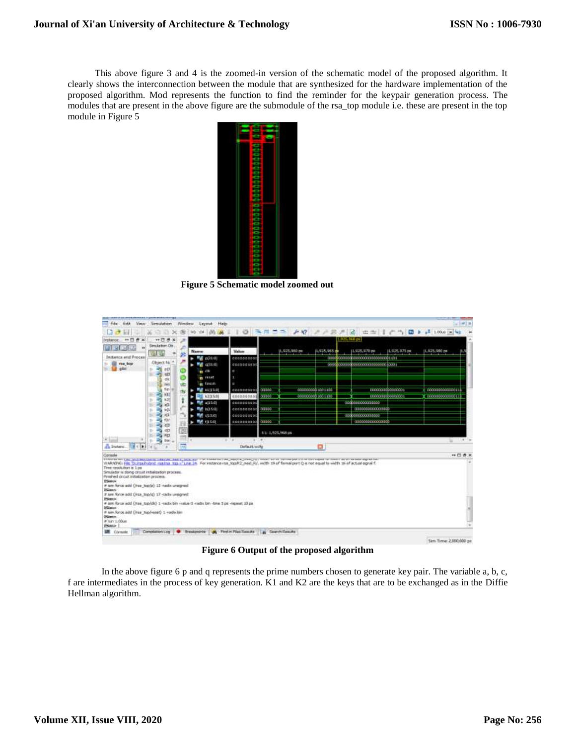This above figure 3 and 4 is the zoomed-in version of the schematic model of the proposed algorithm. It clearly shows the interconnection between the module that are synthesized for the hardware implementation of the proposed algorithm. Mod represents the function to find the reminder for the keypair generation process. The modules that are present in the above figure are the submodule of the rsa_top module i.e. these are present in the top module in Figure 5

**Figure 5 Schematic model zoomed out**

**Figure 6 Output of the proposed algorithm**

In the above figure 6 p and q represents the prime numbers chosen to generate key pair. The variable a, b, c, f are intermediates in the process of key generation. K1 and K2 are the keys that are to be exchanged as in the Diffie Hellman algorithm.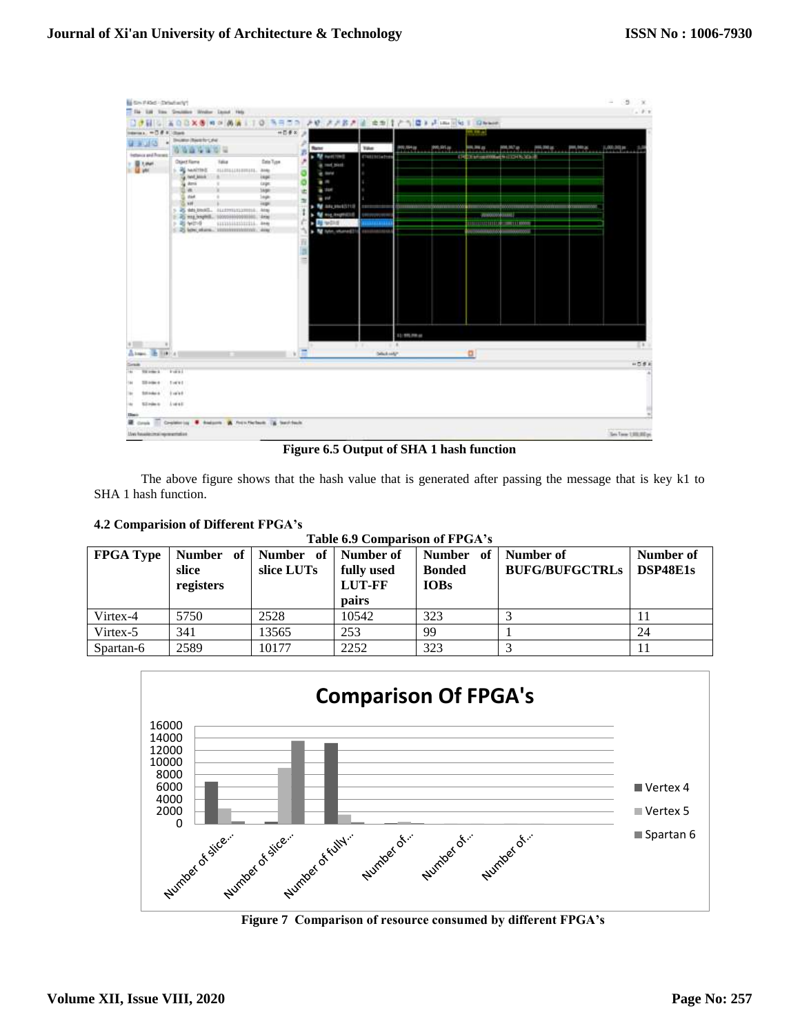Figure 6.5 Output of SHA 1 hash function

The above figure shows that the hash value that is generated after passing the message that is key k1 to SHA 1 hash function.

### 4.2 Comparision of Different FPGA's

**Table 6.9 Comparison of FPGA's**

| FPGA Type | Number of slice registers | Number of slice LUTs | Number of fully used LUT-FF pairs | Number of Bonded IOBs | Number of BUFG/BUFGCTRLs | Number of DSP48E1s |
|---|---|---|---|---|---|---|
| Virtex-4 | 5750 | 2528 | 10542 | 323 | 3 | 11 |
| Virtex-5 | 341 | 13565 | 253 | 99 | 1 | 24 |
| Spartan-6 | 2589 | 10177 | 2252 | 323 | 3 | 11 |

Figure 7 Comparison of resource consumed by different FPGA's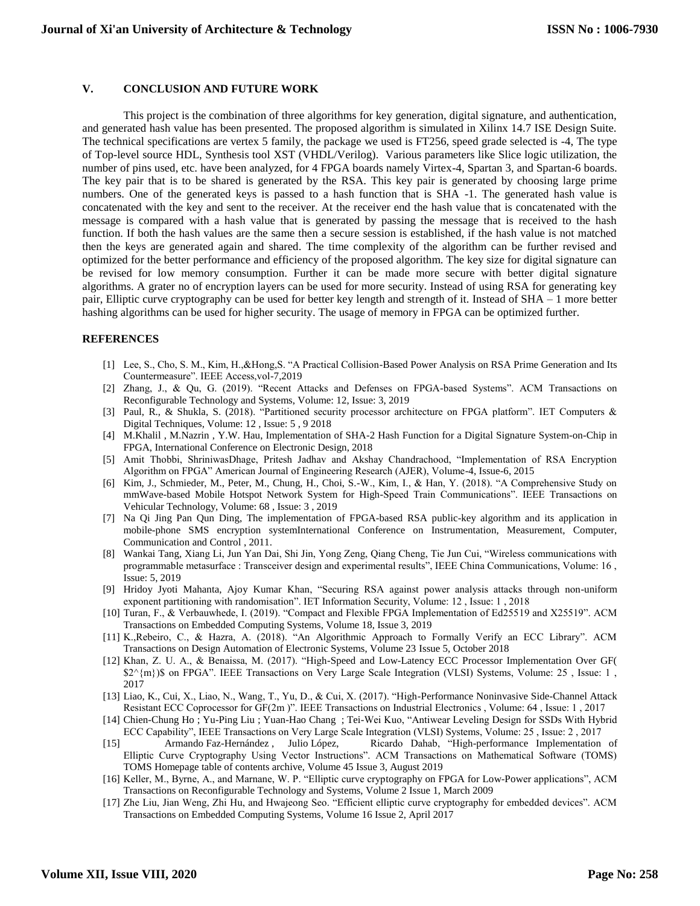## V. CONCLUSION AND FUTURE WORK

This project is the combination of three algorithms for key generation, digital signature, and authentication, and generated hash value has been presented. The proposed algorithm is simulated in Xilinx 14.7 ISE Design Suite. The technical specifications are vertex 5 family, the package we used is FT256, speed grade selected is -4, The type of Top-level source HDL, Synthesis tool XST (VHDL/Verilog). Various parameters like Slice logic utilization, the number of pins used, etc. have been analyzed, for 4 FPGA boards namely Virtex-4, Spartan 3, and Spartan-6 boards. The key pair that is to be shared is generated by the RSA. This key pair is generated by choosing large prime numbers. One of the generated keys is passed to a hash function that is SHA -1. The generated hash value is concatenated with the key and sent to the receiver. At the receiver end the hash value that is concatenated with the message is compared with a hash value that is generated by passing the message that is received to the hash function. If both the hash values are the same then a secure session is established, if the hash value is not matched then the keys are generated again and shared. The time complexity of the algorithm can be further revised and optimized for the better performance and efficiency of the proposed algorithm. The key size for digital signature can be revised for low memory consumption. Further it can be made more secure with better digital signature algorithms. A grater no of encryption layers can be used for more security. Instead of using RSA for generating key pair, Elliptic curve cryptography can be used for better key length and strength of it. Instead of SHA – 1 more better hashing algorithms can be used for higher security. The usage of memory in FPGA can be optimized further.

## REFERENCES

[1] Lee, S., Cho, S. M., Kim, H.,&Hong,S. "A Practical Collision-Based Power Analysis on RSA Prime Generation and Its Countermeasure". IEEE Access,vol-7,2019

[2] Zhang, J., & Qu, G. (2019). "Recent Attacks and Defenses on FPGA-based Systems". ACM Transactions on Reconfigurable Technology and Systems, Volume: 12, Issue: 3, 2019

[3] Paul, R., & Shukla, S. (2018). "Partitioned security processor architecture on FPGA platform". IET Computers & Digital Techniques, Volume: 12 , Issue: 5 , 9 2018

[4] M.Khalil , M.Nazrin , Y.W. Hau, Implementation of SHA-2 Hash Function for a Digital Signature System-on-Chip in FPGA, International Conference on Electronic Design, 2018

[5] Amit Thobbi, ShriniwasDhage, Pritesh Jadhav and Akshay Chandrachood, "Implementation of RSA Encryption Algorithm on FPGA" American Journal of Engineering Research (AJER), Volume-4, Issue-6, 2015

[6] Kim, J., Schmieder, M., Peter, M., Chung, H., Choi, S.-W., Kim, I., & Han, Y. (2018). "A Comprehensive Study on mmWave-based Mobile Hotspot Network System for High-Speed Train Communications". IEEE Transactions on Vehicular Technology, Volume: 68 , Issue: 3 , 2019

[7] Na Qi Jing Pan Qun Ding, The implementation of FPGA-based RSA public-key algorithm and its application in mobile-phone SMS encryption systemInternational Conference on Instrumentation, Measurement, Computer, Communication and Control , 2011.

[8] Wankai Tang, Xiang Li, Jun Yan Dai, Shi Jin, Yong Zeng, Qiang Cheng, Tie Jun Cui, "Wireless communications with programmable metasurface : Transceiver design and experimental results", IEEE China Communications, Volume: 16 , Issue: 5, 2019

[9] Hridoy Jyoti Mahanta, Ajoy Kumar Khan, "Securing RSA against power analysis attacks through non-uniform exponent partitioning with randomisation". IET Information Security, Volume: 12 , Issue: 1 , 2018

[10] Turan, F., & Verbauwhede, I. (2019). "Compact and Flexible FPGA Implementation of Ed25519 and X25519". ACM Transactions on Embedded Computing Systems, Volume 18, Issue 3, 2019

[11] K.,Rebeiro, C., & Hazra, A. (2018). "An Algorithmic Approach to Formally Verify an ECC Library". ACM Transactions on Design Automation of Electronic Systems, Volume 23 Issue 5, October 2018

[12] Khan, Z. U. A., & Benaissa, M. (2017). "High-Speed and Low-Latency ECC Processor Implementation Over GF( $2^{m})$ on FPGA". IEEE Transactions on Very Large Scale Integration (VLSI) Systems, Volume: 25 , Issue: 1 , 2017

[13] Liao, K., Cui, X., Liao, N., Wang, T., Yu, D., & Cui, X. (2017). "High-Performance Noninvasive Side-Channel Attack Resistant ECC Coprocessor for GF(2m )". IEEE Transactions on Industrial Electronics , Volume: 64 , Issue: 1 , 2017

[14] Chien-Chung Ho ; Yu-Ping Liu ; Yuan-Hao Chang ; Tei-Wei Kuo, "Antiwear Leveling Design for SSDs With Hybrid ECC Capability", IEEE Transactions on Very Large Scale Integration (VLSI) Systems, Volume: 25 , Issue: 2 , 2017

[15] Armando Faz-Hernández , Julio López, Ricardo Dahab, "High-performance Implementation of Elliptic Curve Cryptography Using Vector Instructions". ACM Transactions on Mathematical Software (TOMS) TOMS Homepage table of contents archive, Volume 45 Issue 3, August 2019

[16] Keller, M., Byrne, A., and Marnane, W. P. "Elliptic curve cryptography on FPGA for Low-Power applications", ACM Transactions on Reconfigurable Technology and Systems, Volume 2 Issue 1, March 2009

[17] Zhe Liu, Jian Weng, Zhi Hu, and Hwajeong Seo. "Efficient elliptic curve cryptography for embedded devices". ACM Transactions on Embedded Computing Systems, Volume 16 Issue 2, April 2017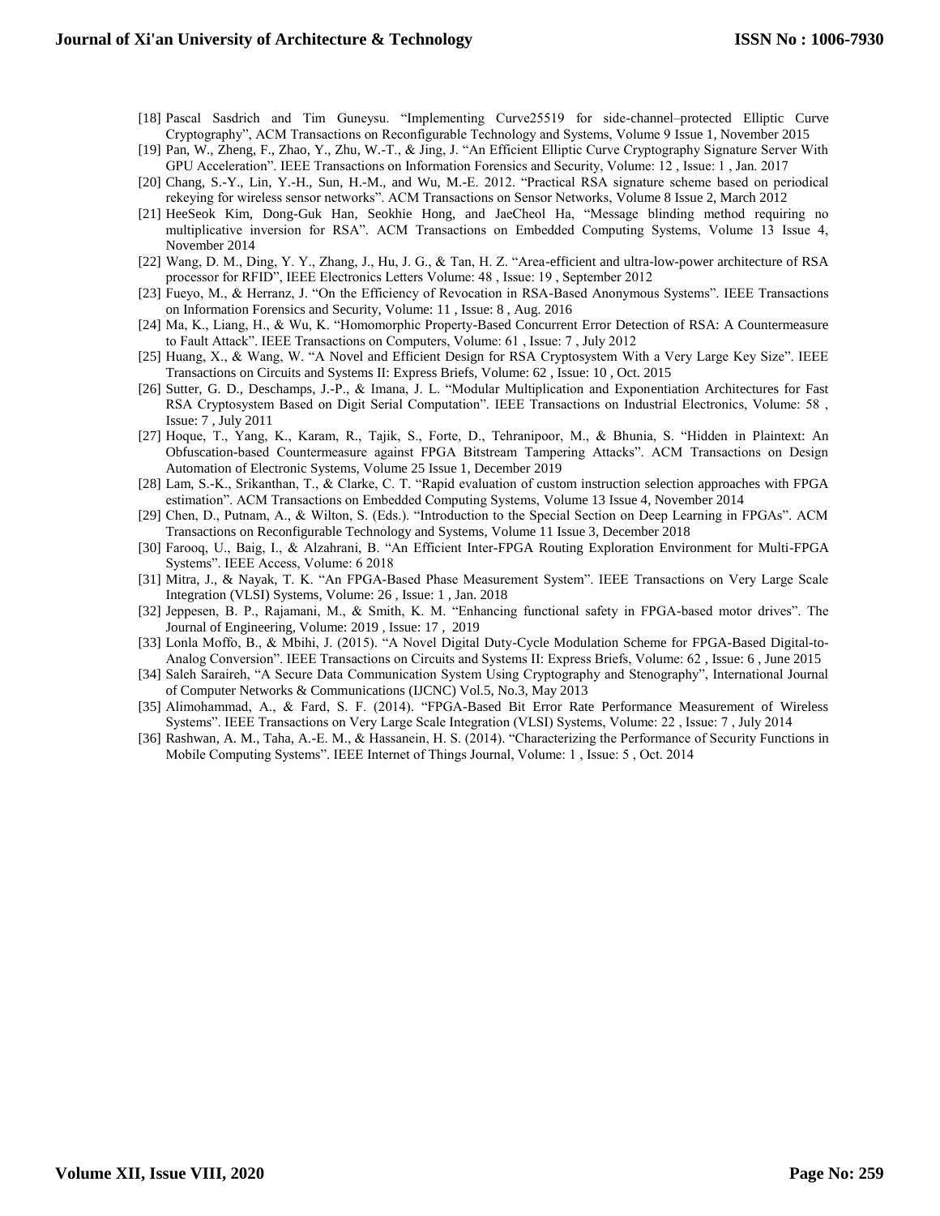[18] Pascal Sasdrich and Tim Guneysu. “Implementing Curve25519 for side-channel–protected Elliptic Curve Cryptography”, ACM Transactions on Reconfigurable Technology and Systems, Volume 9 Issue 1, November 2015

[19] Pan, W., Zheng, F., Zhao, Y., Zhu, W.-T., & Jing, J. “An Efficient Elliptic Curve Cryptography Signature Server With GPU Acceleration”. IEEE Transactions on Information Forensics and Security, Volume: 12 , Issue: 1 , Jan. 2017

[20] Chang, S.-Y., Lin, Y.-H., Sun, H.-M., and Wu, M.-E. 2012. “Practical RSA signature scheme based on periodical rekeying for wireless sensor networks”. ACM Transactions on Sensor Networks, Volume 8 Issue 2, March 2012

[21] HeeSeok Kim, Dong-Guk Han, Seokhie Hong, and JaeCheol Ha, “Message blinding method requiring no multiplicative inversion for RSA”. ACM Transactions on Embedded Computing Systems, Volume 13 Issue 4, November 2014

[22] Wang, D. M., Ding, Y. Y., Zhang, J., Hu, J. G., & Tan, H. Z. “Area-efficient and ultra-low-power architecture of RSA processor for RFID”, IEEE Electronics Letters Volume: 48 , Issue: 19 , September 2012

[23] Fueyo, M., & Herranz, J. “On the Efficiency of Revocation in RSA-Based Anonymous Systems”. IEEE Transactions on Information Forensics and Security, Volume: 11 , Issue: 8 , Aug. 2016

[24] Ma, K., Liang, H., & Wu, K. “Homomorphic Property-Based Concurrent Error Detection of RSA: A Countermeasure to Fault Attack”. IEEE Transactions on Computers, Volume: 61 , Issue: 7 , July 2012

[25] Huang, X., & Wang, W. “A Novel and Efficient Design for RSA Cryptosystem With a Very Large Key Size”. IEEE Transactions on Circuits and Systems II: Express Briefs, Volume: 62 , Issue: 10 , Oct. 2015

[26] Sutter, G. D., Deschamps, J.-P., & Imana, J. L. “Modular Multiplication and Exponentiation Architectures for Fast RSA Cryptosystem Based on Digit Serial Computation”. IEEE Transactions on Industrial Electronics, Volume: 58 , Issue: 7 , July 2011

[27] Hoque, T., Yang, K., Karam, R., Tajik, S., Forte, D., Tehranipoor, M., & Bhunia, S. “Hidden in Plaintext: An Obfuscation-based Countermeasure against FPGA Bitstream Tampering Attacks”. ACM Transactions on Design Automation of Electronic Systems, Volume 25 Issue 1, December 2019

[28] Lam, S.-K., Srikanthan, T., & Clarke, C. T. “Rapid evaluation of custom instruction selection approaches with FPGA estimation”. ACM Transactions on Embedded Computing Systems, Volume 13 Issue 4, November 2014

[29] Chen, D., Putnam, A., & Wilton, S. (Eds.). “Introduction to the Special Section on Deep Learning in FPGAs”. ACM Transactions on Reconfigurable Technology and Systems, Volume 11 Issue 3, December 2018

[30] Farooq, U., Baig, I., & Alzahrani, B. “An Efficient Inter-FPGA Routing Exploration Environment for Multi-FPGA Systems”. IEEE Access, Volume: 6 2018

[31] Mitra, J., & Nayak, T. K. “An FPGA-Based Phase Measurement System”. IEEE Transactions on Very Large Scale Integration (VLSI) Systems, Volume: 26 , Issue: 1 , Jan. 2018

[32] Jeppesen, B. P., Rajamani, M., & Smith, K. M. “Enhancing functional safety in FPGA-based motor drives”. The Journal of Engineering, Volume: 2019 , Issue: 17 , 2019

[33] Lonla Moffo, B., & Mbihi, J. (2015). “A Novel Digital Duty-Cycle Modulation Scheme for FPGA-Based Digital-to-Analog Conversion”. IEEE Transactions on Circuits and Systems II: Express Briefs, Volume: 62 , Issue: 6 , June 2015

[34] Saleh Saraireh, “A Secure Data Communication System Using Cryptography and Stenography”, International Journal of Computer Networks & Communications (IJCNC) Vol.5, No.3, May 2013

[35] Alimohammad, A., & Fard, S. F. (2014). “FPGA-Based Bit Error Rate Performance Measurement of Wireless Systems”. IEEE Transactions on Very Large Scale Integration (VLSI) Systems, Volume: 22 , Issue: 7 , July 2014

[36] Rashwan, A. M., Taha, A.-E. M., & Hassanein, H. S. (2014). “Characterizing the Performance of Security Functions in Mobile Computing Systems”. IEEE Internet of Things Journal, Volume: 1 , Issue: 5 , Oct. 2014